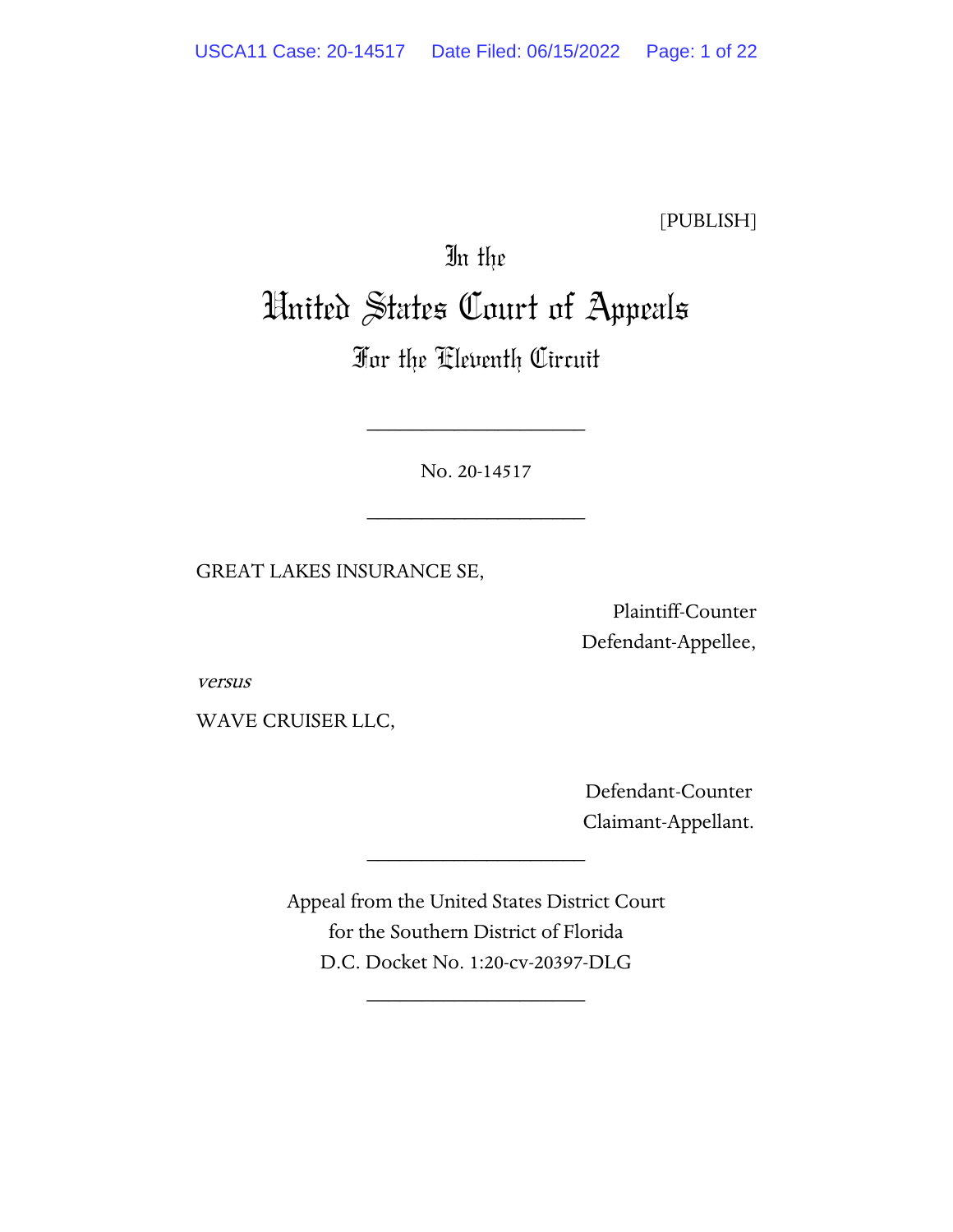[PUBLISH]

# In the United States Court of Appeals For the Eleventh Circuit

____________________

No. 20-14517

____________________

GREAT LAKES INSURANCE SE,

Plaintiff-Counter Defendant-Appellee,

*versus*

WAVE CRUISER LLC,

Defendant-Counter Claimant-Appellant.

____________________

Appeal from the United States District Court for the Southern District of Florida
D.C. Docket No. 1:20-cv-20397-DLG

____________________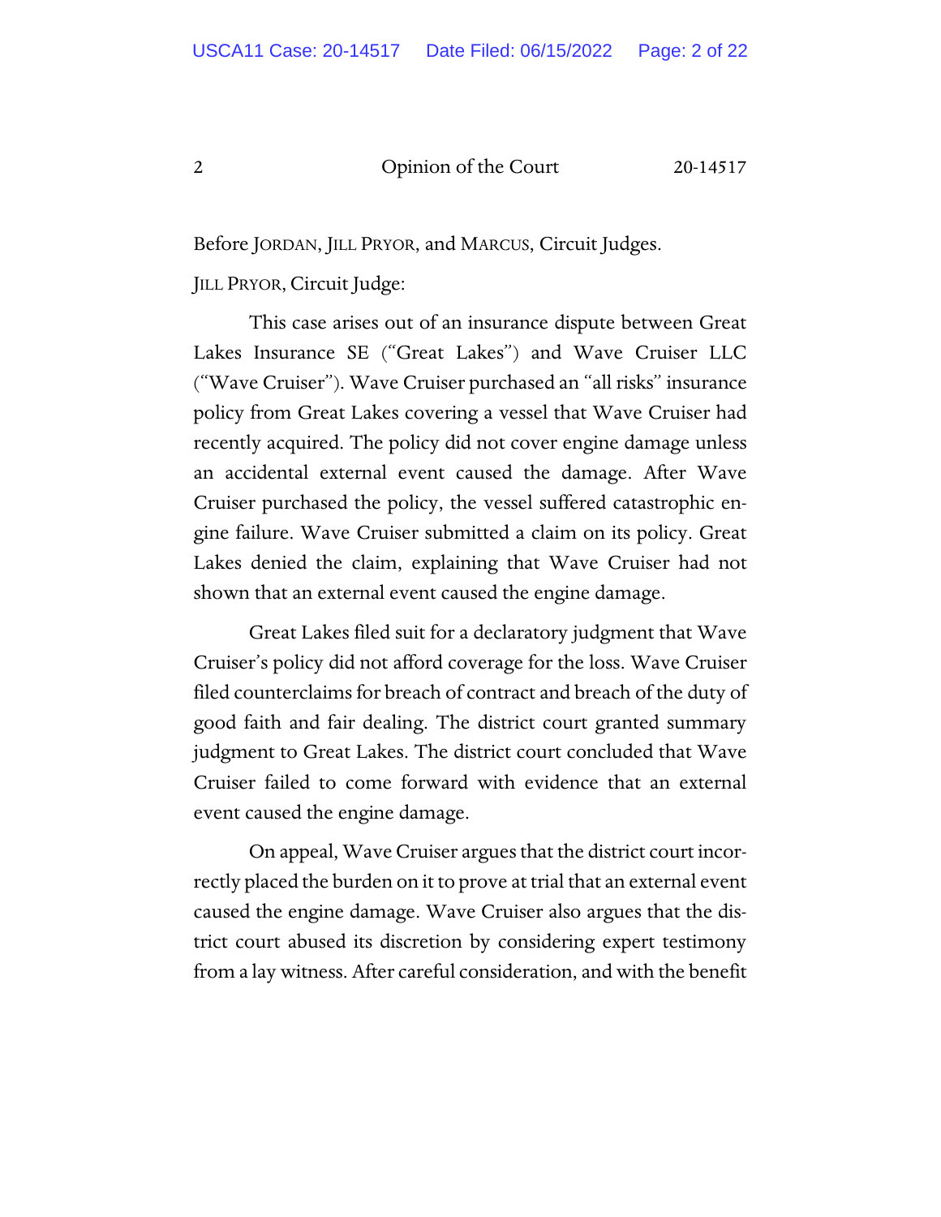Before JORDAN, JILL PRYOR, and MARCUS, Circuit Judges.

JILL PRYOR, Circuit Judge:

This case arises out of an insurance dispute between Great Lakes Insurance SE ("Great Lakes") and Wave Cruiser LLC ("Wave Cruiser"). Wave Cruiser purchased an "all risks" insurance policy from Great Lakes covering a vessel that Wave Cruiser had recently acquired. The policy did not cover engine damage unless an accidental external event caused the damage. After Wave Cruiser purchased the policy, the vessel suffered catastrophic engine failure. Wave Cruiser submitted a claim on its policy. Great Lakes denied the claim, explaining that Wave Cruiser had not shown that an external event caused the engine damage.

Great Lakes filed suit for a declaratory judgment that Wave Cruiser's policy did not afford coverage for the loss. Wave Cruiser filed counterclaims for breach of contract and breach of the duty of good faith and fair dealing. The district court granted summary judgment to Great Lakes. The district court concluded that Wave Cruiser failed to come forward with evidence that an external event caused the engine damage.

On appeal, Wave Cruiser argues that the district court incorrectly placed the burden on it to prove at trial that an external event caused the engine damage. Wave Cruiser also argues that the district court abused its discretion by considering expert testimony from a lay witness. After careful consideration, and with the benefit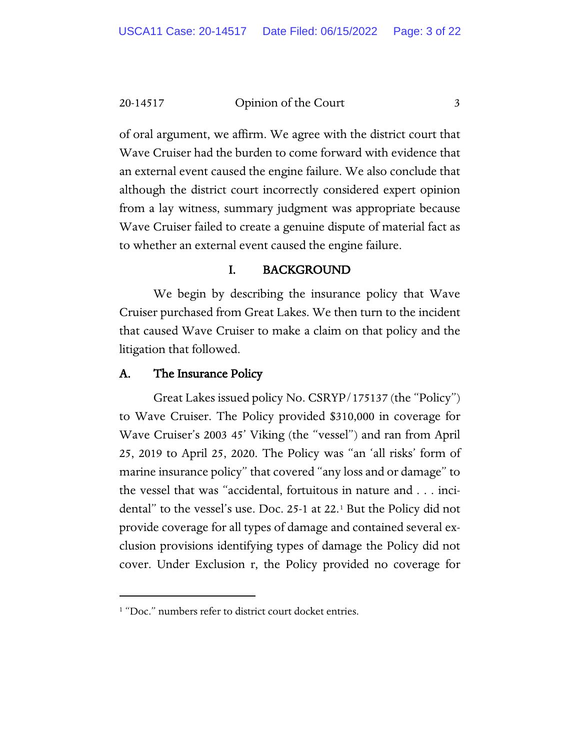of oral argument, we affirm. We agree with the district court that Wave Cruiser had the burden to come forward with evidence that an external event caused the engine failure. We also conclude that although the district court incorrectly considered expert opinion from a lay witness, summary judgment was appropriate because Wave Cruiser failed to create a genuine dispute of material fact as to whether an external event caused the engine failure.

## I. BACKGROUND

We begin by describing the insurance policy that Wave Cruiser purchased from Great Lakes. We then turn to the incident that caused Wave Cruiser to make a claim on that policy and the litigation that followed.

### A. The Insurance Policy

Great Lakes issued policy No. CSRYP/175137 (the "Policy") to Wave Cruiser. The Policy provided $310,000 in coverage for Wave Cruiser's 2003 45' Viking (the "vessel") and ran from April 25, 2019 to April 25, 2020. The Policy was "an 'all risks' form of marine insurance policy" that covered "any loss and or damage" to the vessel that was "accidental, fortuitous in nature and . . . incidental" to the vessel's use. Doc. 25-1 at 22.[1] But the Policy did not provide coverage for all types of damage and contained several exclusion provisions identifying types of damage the Policy did not cover. Under Exclusion r, the Policy provided no coverage for

[1] "Doc." numbers refer to district court docket entries.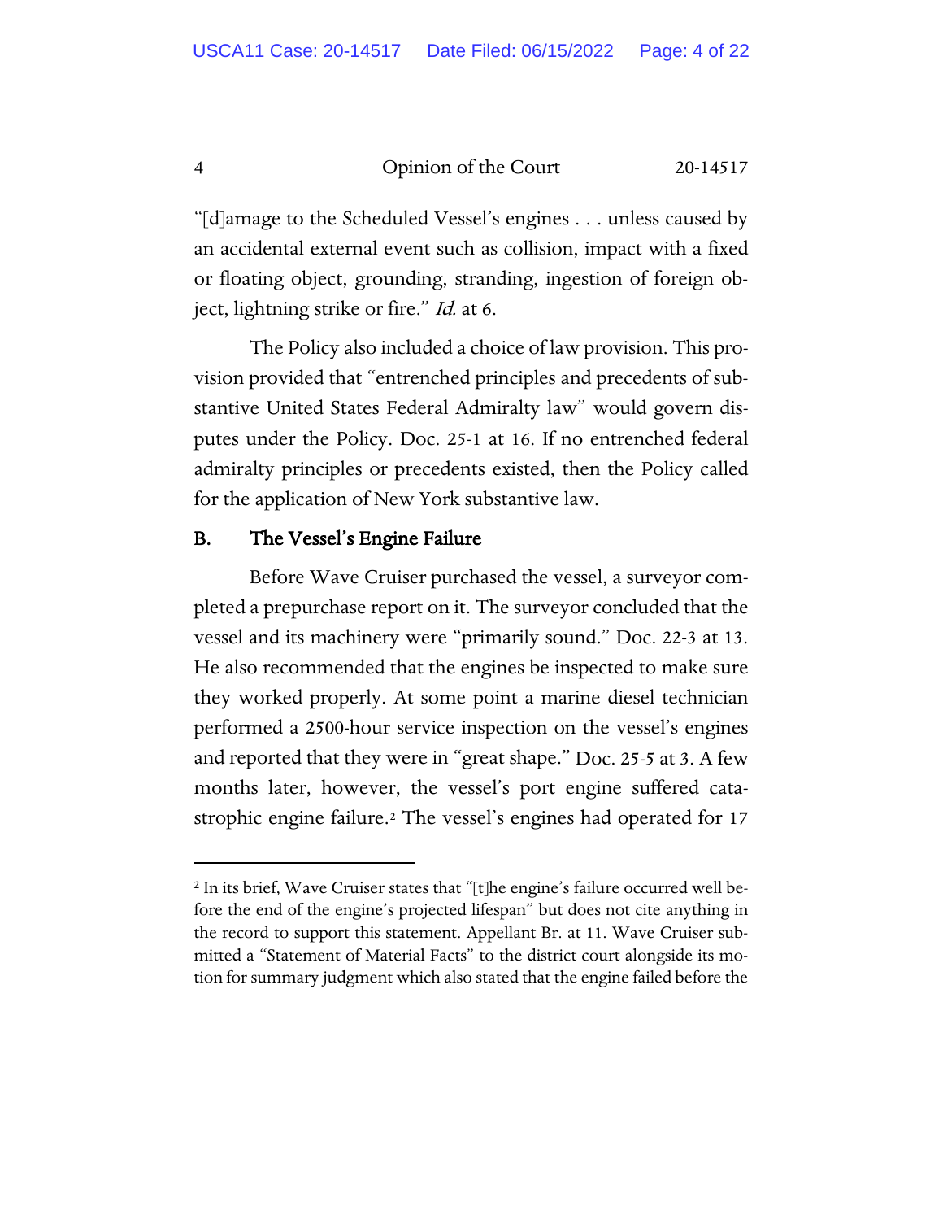"[d]amage to the Scheduled Vessel's engines . . . unless caused by an accidental external event such as collision, impact with a fixed or floating object, grounding, stranding, ingestion of foreign object, lightning strike or fire." *Id.* at 6.

The Policy also included a choice of law provision. This provision provided that "entrenched principles and precedents of substantive United States Federal Admiralty law" would govern disputes under the Policy. Doc. 25-1 at 16. If no entrenched federal admiralty principles or precedents existed, then the Policy called for the application of New York substantive law.

## B. The Vessel's Engine Failure

Before Wave Cruiser purchased the vessel, a surveyor completed a prepurchase report on it. The surveyor concluded that the vessel and its machinery were "primarily sound." Doc. 22-3 at 13. He also recommended that the engines be inspected to make sure they worked properly. At some point a marine diesel technician performed a 2500-hour service inspection on the vessel's engines and reported that they were in "great shape." Doc. 25-5 at 3. A few months later, however, the vessel's port engine suffered catastrophic engine failure.[2] The vessel's engines had operated for 17

[2] In its brief, Wave Cruiser states that "[t]he engine's failure occurred well before the end of the engine's projected lifespan" but does not cite anything in the record to support this statement. Appellant Br. at 11. Wave Cruiser submitted a "Statement of Material Facts" to the district court alongside its motion for summary judgment which also stated that the engine failed before the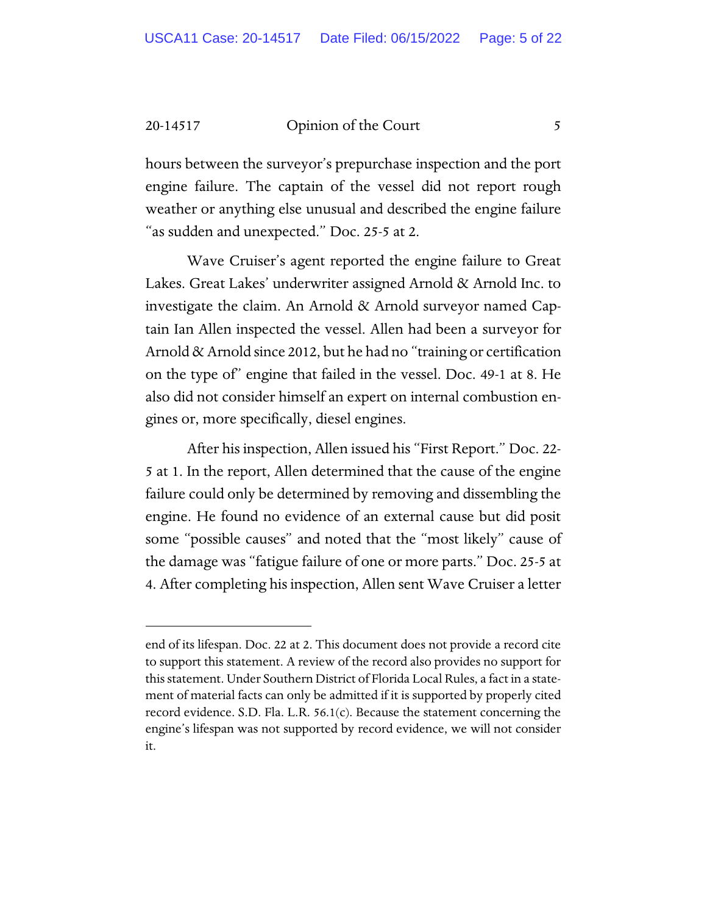hours between the surveyor's prepurchase inspection and the port engine failure. The captain of the vessel did not report rough weather or anything else unusual and described the engine failure "as sudden and unexpected." Doc. 25-5 at 2.

Wave Cruiser's agent reported the engine failure to Great Lakes. Great Lakes' underwriter assigned Arnold & Arnold Inc. to investigate the claim. An Arnold & Arnold surveyor named Captain Ian Allen inspected the vessel. Allen had been a surveyor for Arnold & Arnold since 2012, but he had no "training or certification on the type of" engine that failed in the vessel. Doc. 49-1 at 8. He also did not consider himself an expert on internal combustion engines or, more specifically, diesel engines.

After his inspection, Allen issued his "First Report." Doc. 22-5 at 1. In the report, Allen determined that the cause of the engine failure could only be determined by removing and dissembling the engine. He found no evidence of an external cause but did posit some "possible causes" and noted that the "most likely" cause of the damage was "fatigue failure of one or more parts." Doc. 25-5 at 4. After completing his inspection, Allen sent Wave Cruiser a letter

---

end of its lifespan. Doc. 22 at 2. This document does not provide a record cite to support this statement. A review of the record also provides no support for this statement. Under Southern District of Florida Local Rules, a fact in a statement of material facts can only be admitted if it is supported by properly cited record evidence. S.D. Fla. L.R. 56.1(c). Because the statement concerning the engine's lifespan was not supported by record evidence, we will not consider it.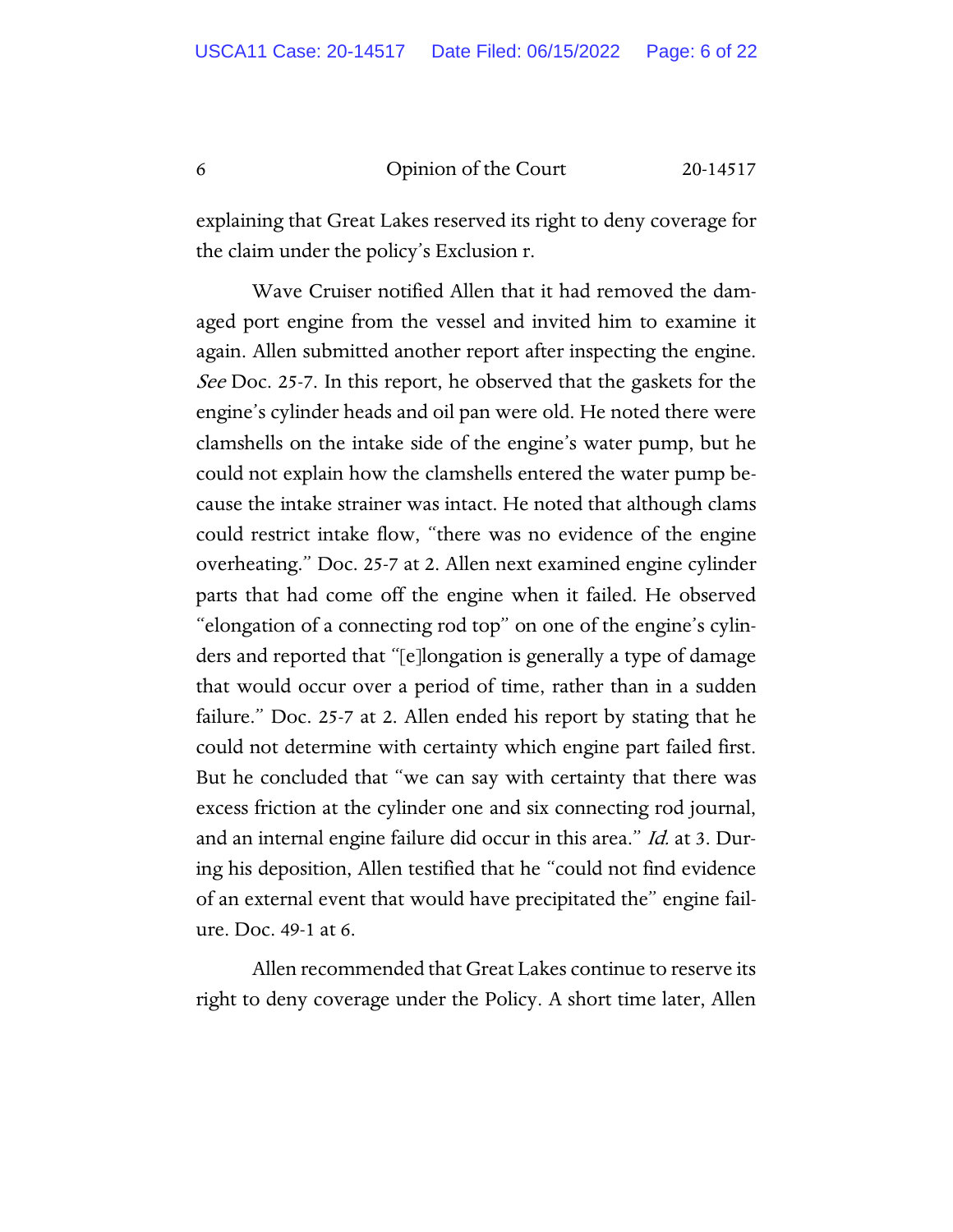explaining that Great Lakes reserved its right to deny coverage for the claim under the policy's Exclusion r.

Wave Cruiser notified Allen that it had removed the damaged port engine from the vessel and invited him to examine it again. Allen submitted another report after inspecting the engine. *See* Doc. 25-7. In this report, he observed that the gaskets for the engine's cylinder heads and oil pan were old. He noted there were clamshells on the intake side of the engine's water pump, but he could not explain how the clamshells entered the water pump because the intake strainer was intact. He noted that although clams could restrict intake flow, "there was no evidence of the engine overheating." Doc. 25-7 at 2. Allen next examined engine cylinder parts that had come off the engine when it failed. He observed "elongation of a connecting rod top" on one of the engine's cylinders and reported that "[e]longation is generally a type of damage that would occur over a period of time, rather than in a sudden failure." Doc. 25-7 at 2. Allen ended his report by stating that he could not determine with certainty which engine part failed first. But he concluded that "we can say with certainty that there was excess friction at the cylinder one and six connecting rod journal, and an internal engine failure did occur in this area." *Id.* at 3. During his deposition, Allen testified that he "could not find evidence of an external event that would have precipitated the" engine failure. Doc. 49-1 at 6.

Allen recommended that Great Lakes continue to reserve its right to deny coverage under the Policy. A short time later, Allen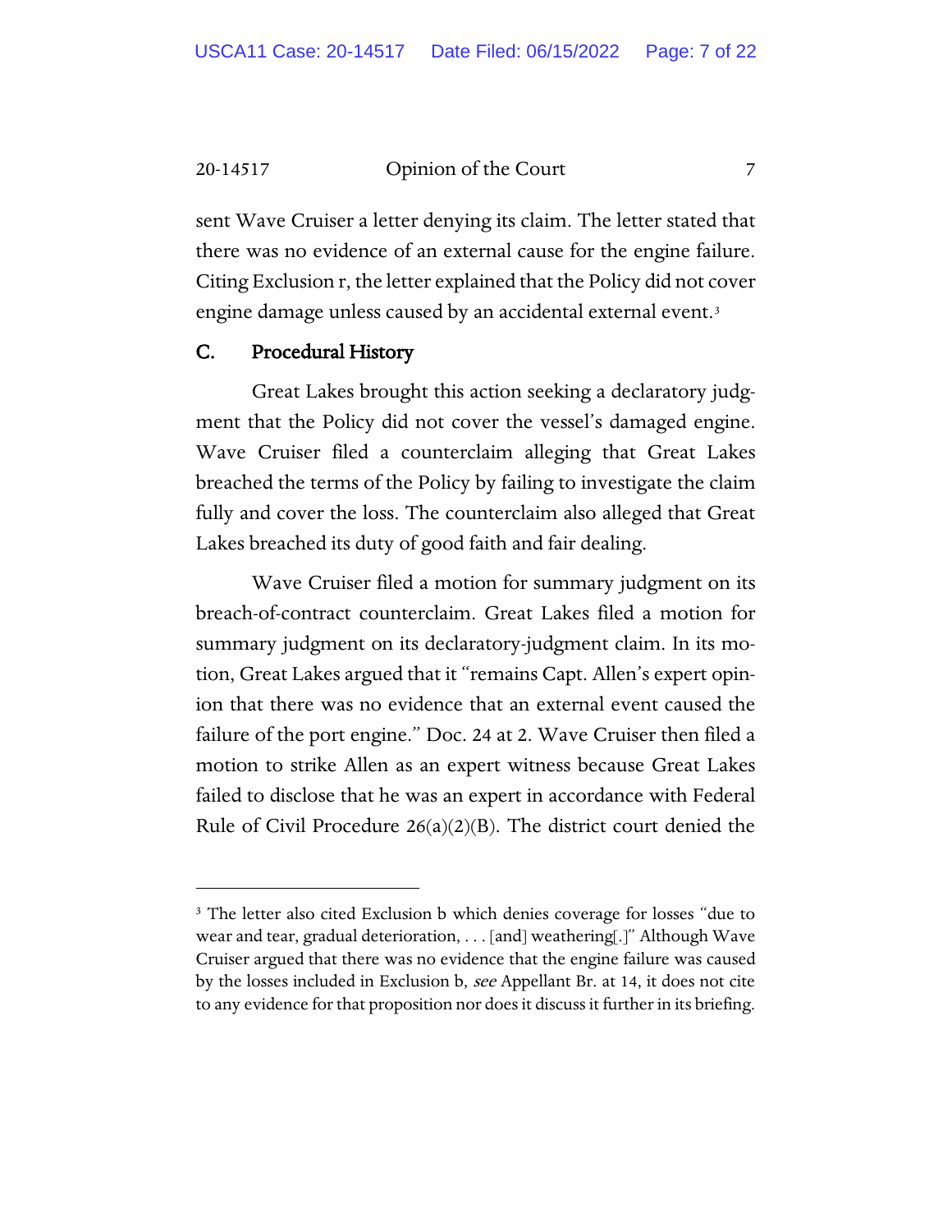sent Wave Cruiser a letter denying its claim. The letter stated that there was no evidence of an external cause for the engine failure. Citing Exclusion r, the letter explained that the Policy did not cover engine damage unless caused by an accidental external event.[3]

## C. Procedural History

Great Lakes brought this action seeking a declaratory judgment that the Policy did not cover the vessel's damaged engine. Wave Cruiser filed a counterclaim alleging that Great Lakes breached the terms of the Policy by failing to investigate the claim fully and cover the loss. The counterclaim also alleged that Great Lakes breached its duty of good faith and fair dealing.

Wave Cruiser filed a motion for summary judgment on its breach-of-contract counterclaim. Great Lakes filed a motion for summary judgment on its declaratory-judgment claim. In its motion, Great Lakes argued that it "remains Capt. Allen's expert opinion that there was no evidence that an external event caused the failure of the port engine." Doc. 24 at 2. Wave Cruiser then filed a motion to strike Allen as an expert witness because Great Lakes failed to disclose that he was an expert in accordance with Federal Rule of Civil Procedure 26(a)(2)(B). The district court denied the

---

[3] The letter also cited Exclusion b which denies coverage for losses "due to wear and tear, gradual deterioration, . . . [and] weathering[.]" Although Wave Cruiser argued that there was no evidence that the engine failure was caused by the losses included in Exclusion b, *see* Appellant Br. at 14, it does not cite to any evidence for that proposition nor does it discuss it further in its briefing.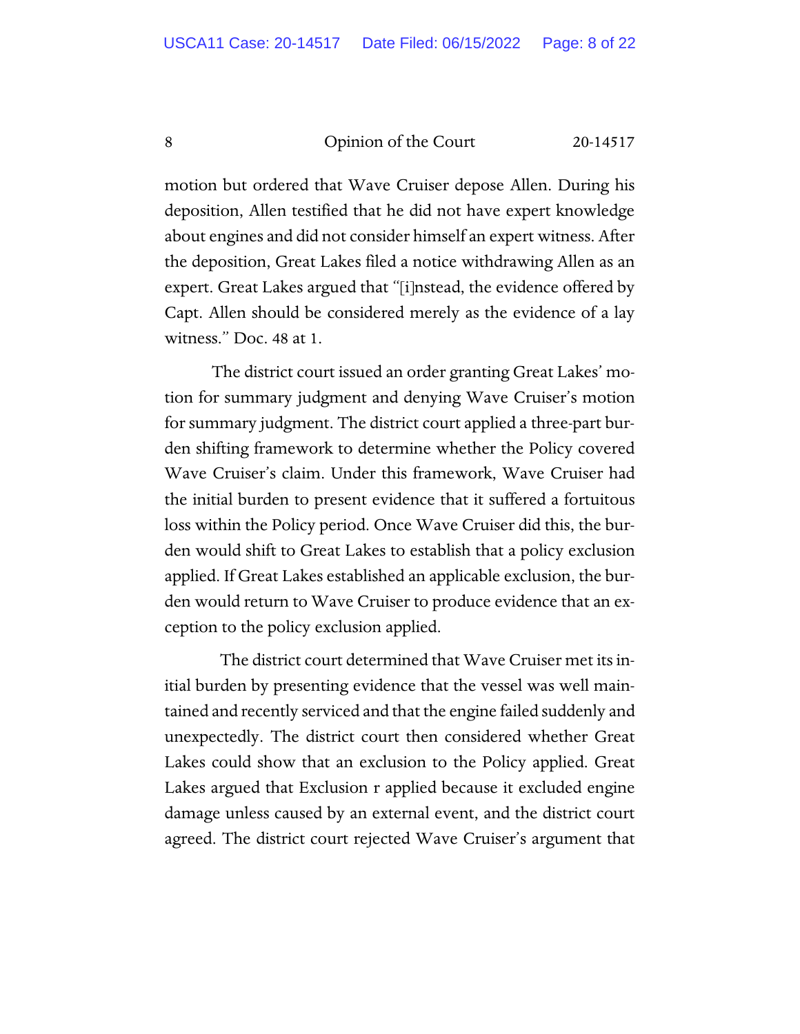motion but ordered that Wave Cruiser depose Allen. During his deposition, Allen testified that he did not have expert knowledge about engines and did not consider himself an expert witness. After the deposition, Great Lakes filed a notice withdrawing Allen as an expert. Great Lakes argued that "[i]nstead, the evidence offered by Capt. Allen should be considered merely as the evidence of a lay witness." Doc. 48 at 1.

The district court issued an order granting Great Lakes' motion for summary judgment and denying Wave Cruiser's motion for summary judgment. The district court applied a three-part burden shifting framework to determine whether the Policy covered Wave Cruiser's claim. Under this framework, Wave Cruiser had the initial burden to present evidence that it suffered a fortuitous loss within the Policy period. Once Wave Cruiser did this, the burden would shift to Great Lakes to establish that a policy exclusion applied. If Great Lakes established an applicable exclusion, the burden would return to Wave Cruiser to produce evidence that an exception to the policy exclusion applied.

The district court determined that Wave Cruiser met its initial burden by presenting evidence that the vessel was well maintained and recently serviced and that the engine failed suddenly and unexpectedly. The district court then considered whether Great Lakes could show that an exclusion to the Policy applied. Great Lakes argued that Exclusion r applied because it excluded engine damage unless caused by an external event, and the district court agreed. The district court rejected Wave Cruiser's argument that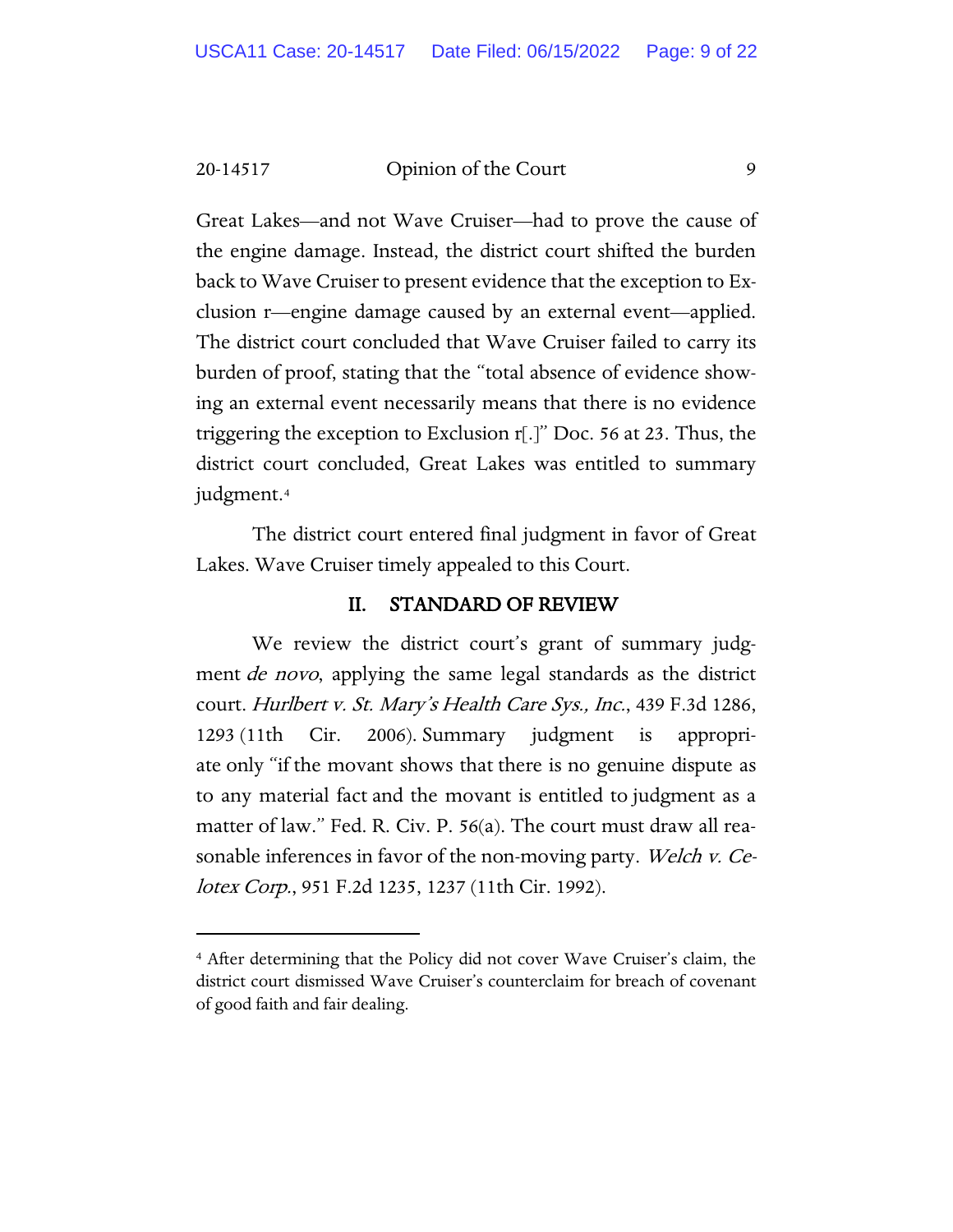Great Lakes—and not Wave Cruiser—had to prove the cause of the engine damage. Instead, the district court shifted the burden back to Wave Cruiser to present evidence that the exception to Exclusion r—engine damage caused by an external event—applied. The district court concluded that Wave Cruiser failed to carry its burden of proof, stating that the "total absence of evidence showing an external event necessarily means that there is no evidence triggering the exception to Exclusion r[.]" Doc. 56 at 23. Thus, the district court concluded, Great Lakes was entitled to summary judgment.[4]

The district court entered final judgment in favor of Great Lakes. Wave Cruiser timely appealed to this Court.

## II. STANDARD OF REVIEW

We review the district court's grant of summary judgment *de novo*, applying the same legal standards as the district court. *Hurlbert v. St. Mary's Health Care Sys., Inc.*, 439 F.3d 1286, 1293 (11th Cir. 2006). Summary judgment is appropriate only "if the movant shows that there is no genuine dispute as to any material fact and the movant is entitled to judgment as a matter of law." Fed. R. Civ. P. 56(a). The court must draw all reasonable inferences in favor of the non-moving party. *Welch v. Celotex Corp.*, 951 F.2d 1235, 1237 (11th Cir. 1992).

---

[4] After determining that the Policy did not cover Wave Cruiser's claim, the district court dismissed Wave Cruiser's counterclaim for breach of covenant of good faith and fair dealing.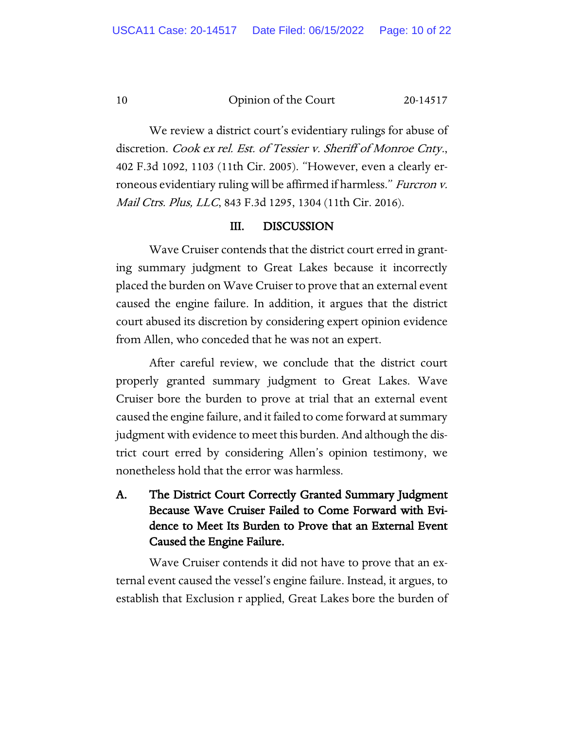We review a district court's evidentiary rulings for abuse of discretion. *Cook ex rel. Est. of Tessier v. Sheriff of Monroe Cnty.*, 402 F.3d 1092, 1103 (11th Cir. 2005). "However, even a clearly erroneous evidentiary ruling will be affirmed if harmless." *Furcron v. Mail Ctrs. Plus, LLC*, 843 F.3d 1295, 1304 (11th Cir. 2016).

## III. DISCUSSION

Wave Cruiser contends that the district court erred in granting summary judgment to Great Lakes because it incorrectly placed the burden on Wave Cruiser to prove that an external event caused the engine failure. In addition, it argues that the district court abused its discretion by considering expert opinion evidence from Allen, who conceded that he was not an expert.

After careful review, we conclude that the district court properly granted summary judgment to Great Lakes. Wave Cruiser bore the burden to prove at trial that an external event caused the engine failure, and it failed to come forward at summary judgment with evidence to meet this burden. And although the district court erred by considering Allen's opinion testimony, we nonetheless hold that the error was harmless.

### A. The District Court Correctly Granted Summary Judgment Because Wave Cruiser Failed to Come Forward with Evidence to Meet Its Burden to Prove that an External Event Caused the Engine Failure.

Wave Cruiser contends it did not have to prove that an external event caused the vessel's engine failure. Instead, it argues, to establish that Exclusion r applied, Great Lakes bore the burden of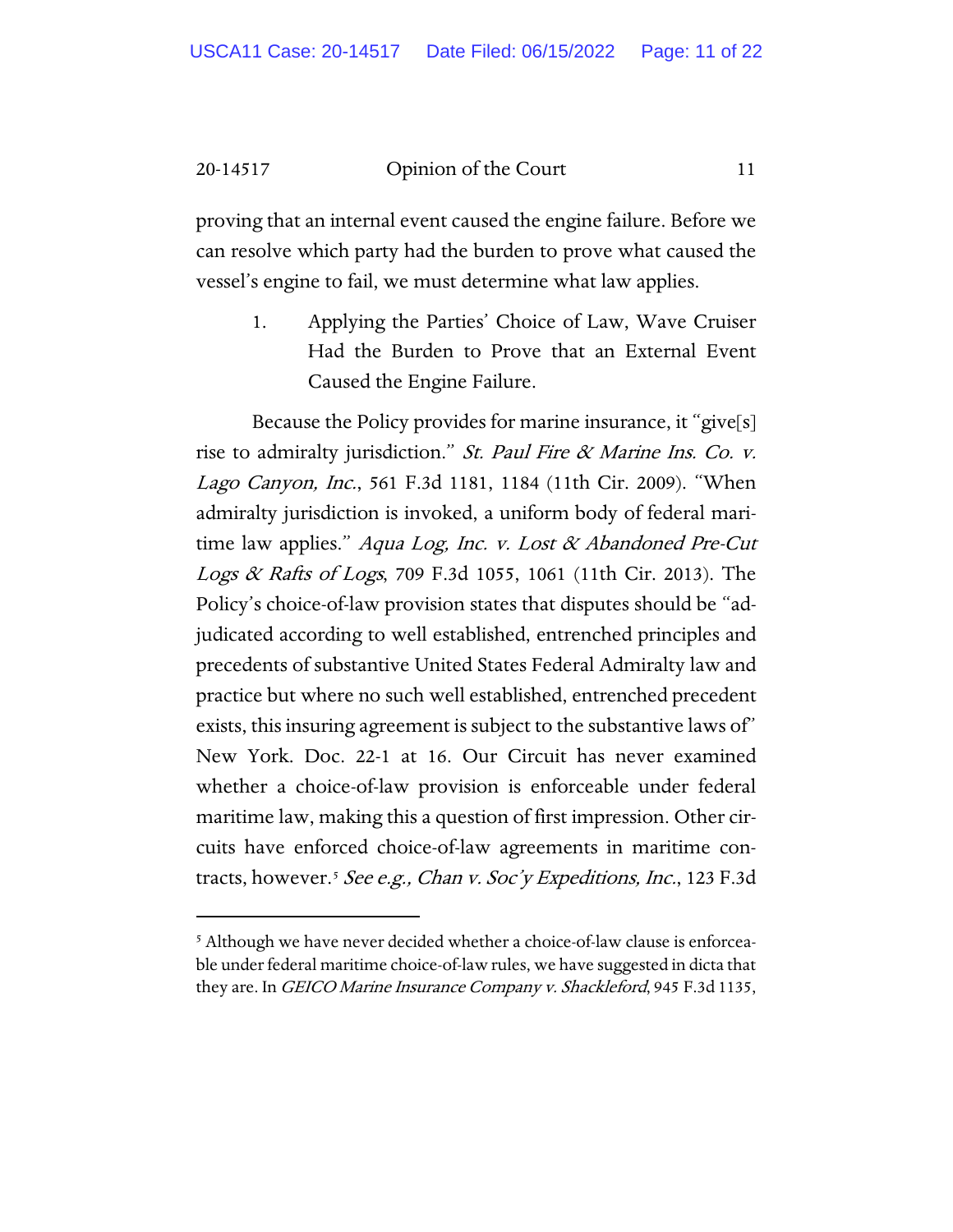proving that an internal event caused the engine failure. Before we can resolve which party had the burden to prove what caused the vessel's engine to fail, we must determine what law applies.

1. Applying the Parties' Choice of Law, Wave Cruiser Had the Burden to Prove that an External Event Caused the Engine Failure.

Because the Policy provides for marine insurance, it "give[s] rise to admiralty jurisdiction." *St. Paul Fire & Marine Ins. Co. v. Lago Canyon, Inc.*, 561 F.3d 1181, 1184 (11th Cir. 2009). "When admiralty jurisdiction is invoked, a uniform body of federal maritime law applies." *Aqua Log, Inc. v. Lost & Abandoned Pre-Cut Logs & Rafts of Logs*, 709 F.3d 1055, 1061 (11th Cir. 2013). The Policy's choice-of-law provision states that disputes should be "adjudicated according to well established, entrenched principles and precedents of substantive United States Federal Admiralty law and practice but where no such well established, entrenched precedent exists, this insuring agreement is subject to the substantive laws of" New York. Doc. 22-1 at 16. Our Circuit has never examined whether a choice-of-law provision is enforceable under federal maritime law, making this a question of first impression. Other circuits have enforced choice-of-law agreements in maritime contracts, however.[5] *See e.g., Chan v. Soc'y Expeditions, Inc.*, 123 F.3d

[5] Although we have never decided whether a choice-of-law clause is enforceable under federal maritime choice-of-law rules, we have suggested in dicta that they are. In *GEICO Marine Insurance Company v. Shackleford*, 945 F.3d 1135,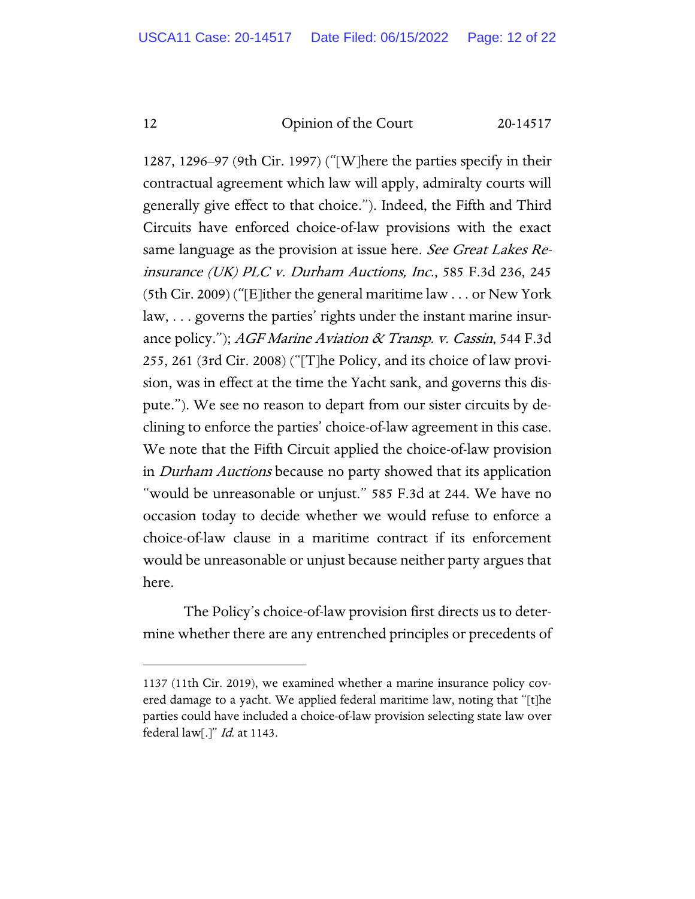1287, 1296–97 (9th Cir. 1997) ("[W]here the parties specify in their contractual agreement which law will apply, admiralty courts will generally give effect to that choice."). Indeed, the Fifth and Third Circuits have enforced choice-of-law provisions with the exact same language as the provision at issue here. *See Great Lakes Reinsurance (UK) PLC v. Durham Auctions, Inc.*, 585 F.3d 236, 245 (5th Cir. 2009) ("[E]ither the general maritime law . . . or New York law, . . . governs the parties' rights under the instant marine insurance policy."); *AGF Marine Aviation & Transp. v. Cassin*, 544 F.3d 255, 261 (3rd Cir. 2008) ("[T]he Policy, and its choice of law provision, was in effect at the time the Yacht sank, and governs this dispute."). We see no reason to depart from our sister circuits by declining to enforce the parties' choice-of-law agreement in this case. We note that the Fifth Circuit applied the choice-of-law provision in *Durham Auctions* because no party showed that its application "would be unreasonable or unjust." 585 F.3d at 244. We have no occasion today to decide whether we would refuse to enforce a choice-of-law clause in a maritime contract if its enforcement would be unreasonable or unjust because neither party argues that here.

The Policy's choice-of-law provision first directs us to determine whether there are any entrenched principles or precedents of

---

1137 (11th Cir. 2019), we examined whether a marine insurance policy covered damage to a yacht. We applied federal maritime law, noting that "[t]he parties could have included a choice-of-law provision selecting state law over federal law[.]" *Id.* at 1143.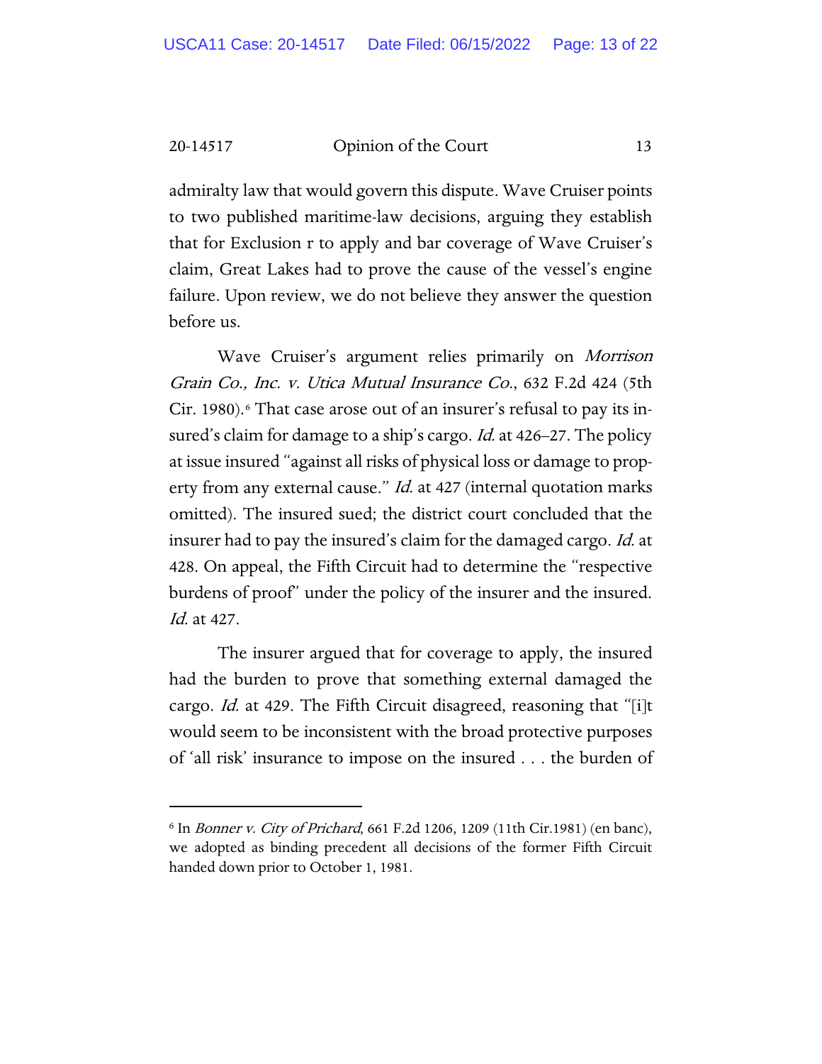admiralty law that would govern this dispute. Wave Cruiser points to two published maritime-law decisions, arguing they establish that for Exclusion r to apply and bar coverage of Wave Cruiser's claim, Great Lakes had to prove the cause of the vessel's engine failure. Upon review, we do not believe they answer the question before us.

Wave Cruiser's argument relies primarily on *Morrison Grain Co., Inc. v. Utica Mutual Insurance Co.*, 632 F.2d 424 (5th Cir. 1980).[6] That case arose out of an insurer's refusal to pay its insured's claim for damage to a ship's cargo. *Id.* at 426–27. The policy at issue insured "against all risks of physical loss or damage to property from any external cause." *Id.* at 427 (internal quotation marks omitted). The insured sued; the district court concluded that the insurer had to pay the insured's claim for the damaged cargo. *Id.* at 428. On appeal, the Fifth Circuit had to determine the "respective burdens of proof" under the policy of the insurer and the insured. *Id.* at 427.

The insurer argued that for coverage to apply, the insured had the burden to prove that something external damaged the cargo. *Id.* at 429. The Fifth Circuit disagreed, reasoning that "[i]t would seem to be inconsistent with the broad protective purposes of 'all risk' insurance to impose on the insured . . . the burden of

---

[6] In *Bonner v. City of Prichard*, 661 F.2d 1206, 1209 (11th Cir.1981) (en banc), we adopted as binding precedent all decisions of the former Fifth Circuit handed down prior to October 1, 1981.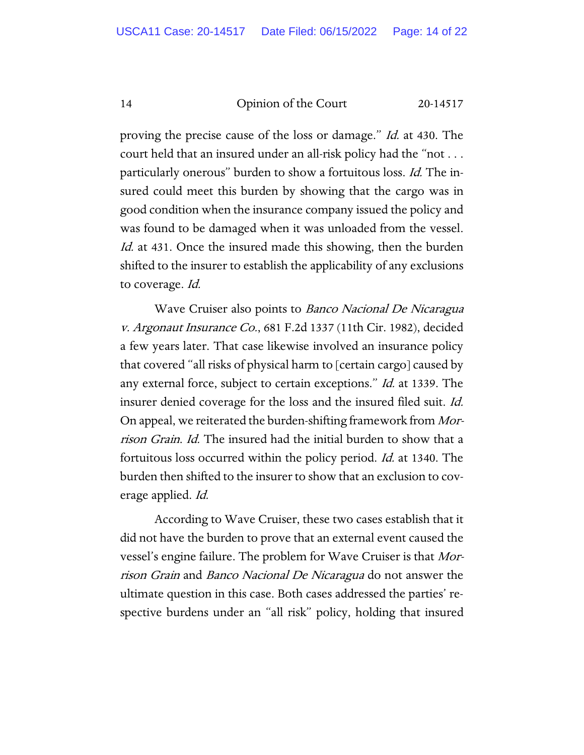proving the precise cause of the loss or damage." *Id.* at 430. The court held that an insured under an all-risk policy had the "not . . . particularly onerous" burden to show a fortuitous loss. *Id.* The insured could meet this burden by showing that the cargo was in good condition when the insurance company issued the policy and was found to be damaged when it was unloaded from the vessel. *Id.* at 431. Once the insured made this showing, then the burden shifted to the insurer to establish the applicability of any exclusions to coverage. *Id.*

Wave Cruiser also points to *Banco Nacional De Nicaragua v. Argonaut Insurance Co.*, 681 F.2d 1337 (11th Cir. 1982), decided a few years later. That case likewise involved an insurance policy that covered "all risks of physical harm to [certain cargo] caused by any external force, subject to certain exceptions." *Id.* at 1339. The insurer denied coverage for the loss and the insured filed suit. *Id.* On appeal, we reiterated the burden-shifting framework from *Morrison Grain*. *Id.* The insured had the initial burden to show that a fortuitous loss occurred within the policy period. *Id.* at 1340. The burden then shifted to the insurer to show that an exclusion to coverage applied. *Id.*

According to Wave Cruiser, these two cases establish that it did not have the burden to prove that an external event caused the vessel's engine failure. The problem for Wave Cruiser is that *Morrison Grain* and *Banco Nacional De Nicaragua* do not answer the ultimate question in this case. Both cases addressed the parties' respective burdens under an "all risk" policy, holding that insured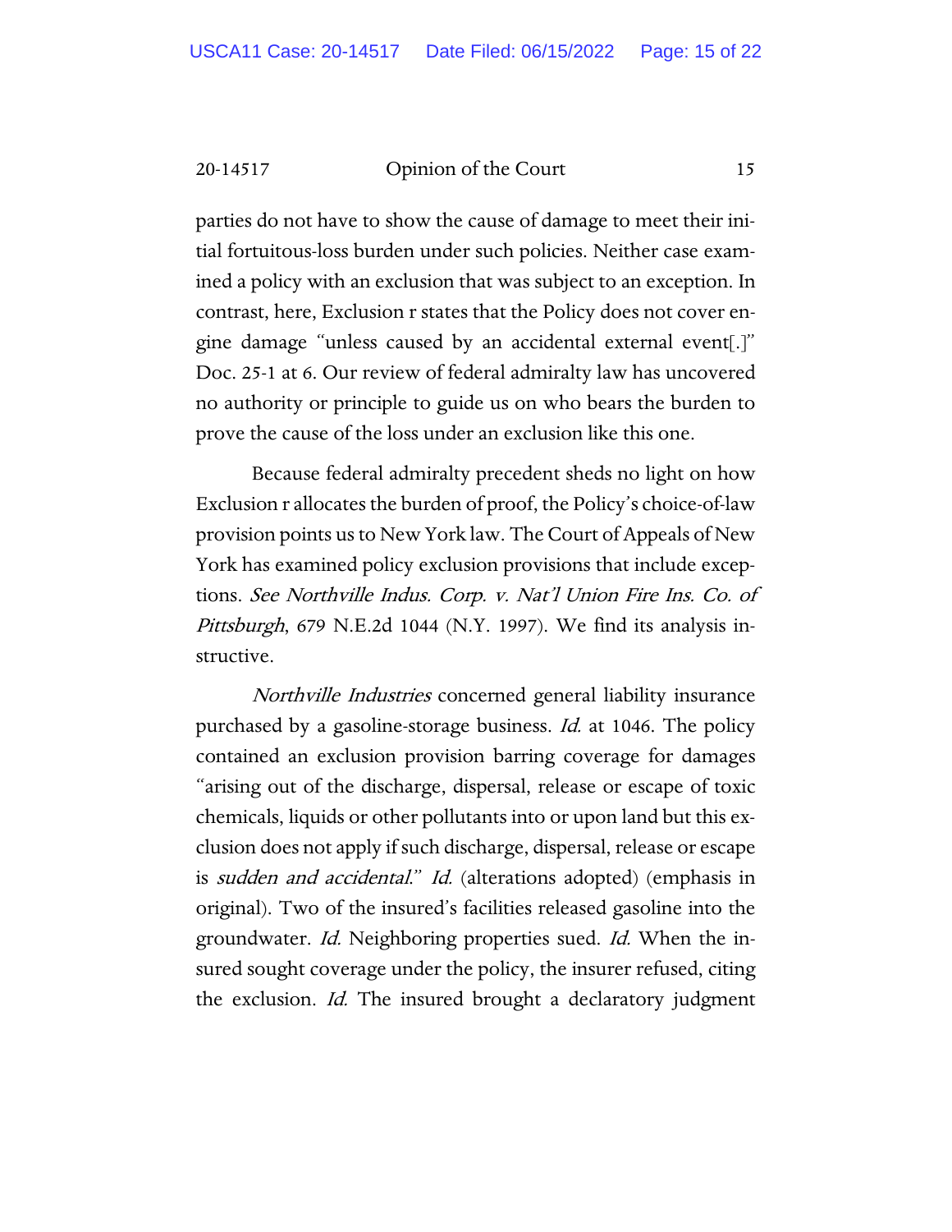parties do not have to show the cause of damage to meet their initial fortuitous-loss burden under such policies. Neither case examined a policy with an exclusion that was subject to an exception. In contrast, here, Exclusion r states that the Policy does not cover engine damage "unless caused by an accidental external event[.]" Doc. 25-1 at 6. Our review of federal admiralty law has uncovered no authority or principle to guide us on who bears the burden to prove the cause of the loss under an exclusion like this one.

Because federal admiralty precedent sheds no light on how Exclusion r allocates the burden of proof, the Policy's choice-of-law provision points us to New York law. The Court of Appeals of New York has examined policy exclusion provisions that include exceptions. *See Northville Indus. Corp. v. Nat'l Union Fire Ins. Co. of Pittsburgh*, 679 N.E.2d 1044 (N.Y. 1997). We find its analysis instructive.

*Northville Industries* concerned general liability insurance purchased by a gasoline-storage business. *Id.* at 1046. The policy contained an exclusion provision barring coverage for damages "arising out of the discharge, dispersal, release or escape of toxic chemicals, liquids or other pollutants into or upon land but this exclusion does not apply if such discharge, dispersal, release or escape is *sudden and accidental*." *Id.* (alterations adopted) (emphasis in original). Two of the insured's facilities released gasoline into the groundwater. *Id.* Neighboring properties sued. *Id.* When the insured sought coverage under the policy, the insurer refused, citing the exclusion. *Id.* The insured brought a declaratory judgment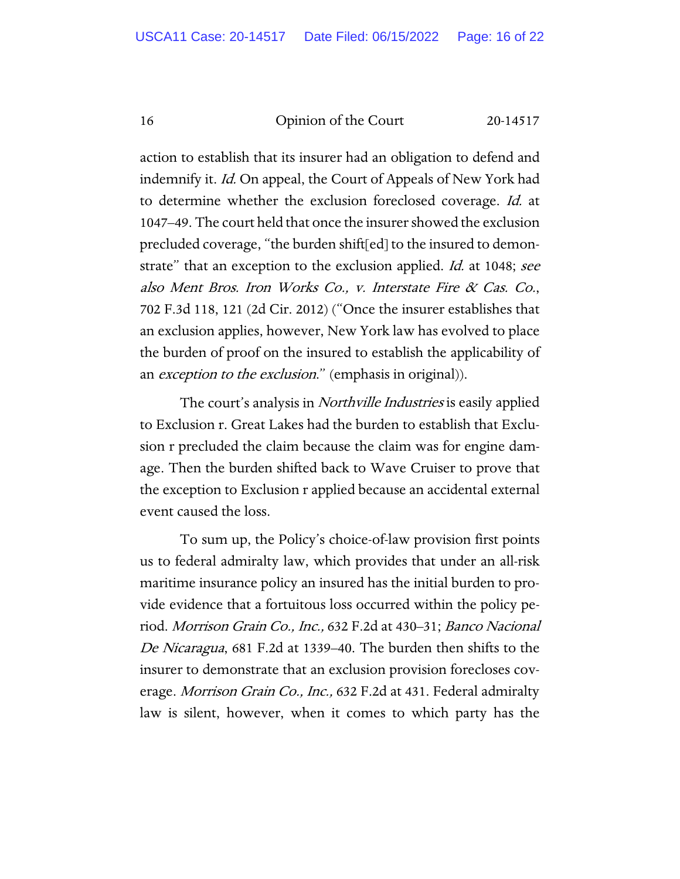action to establish that its insurer had an obligation to defend and indemnify it. *Id.* On appeal, the Court of Appeals of New York had to determine whether the exclusion foreclosed coverage. *Id.* at 1047–49. The court held that once the insurer showed the exclusion precluded coverage, "the burden shift[ed] to the insured to demonstrate" that an exception to the exclusion applied. *Id.* at 1048; *see also Ment Bros. Iron Works Co., v. Interstate Fire & Cas. Co.*, 702 F.3d 118, 121 (2d Cir. 2012) ("Once the insurer establishes that an exclusion applies, however, New York law has evolved to place the burden of proof on the insured to establish the applicability of an *exception to the exclusion*." (emphasis in original)).

The court's analysis in *Northville Industries* is easily applied to Exclusion r. Great Lakes had the burden to establish that Exclusion r precluded the claim because the claim was for engine damage. Then the burden shifted back to Wave Cruiser to prove that the exception to Exclusion r applied because an accidental external event caused the loss.

To sum up, the Policy's choice-of-law provision first points us to federal admiralty law, which provides that under an all-risk maritime insurance policy an insured has the initial burden to provide evidence that a fortuitous loss occurred within the policy period. *Morrison Grain Co., Inc.,* 632 F.2d at 430–31; *Banco Nacional De Nicaragua*, 681 F.2d at 1339–40. The burden then shifts to the insurer to demonstrate that an exclusion provision forecloses coverage. *Morrison Grain Co., Inc.,* 632 F.2d at 431. Federal admiralty law is silent, however, when it comes to which party has the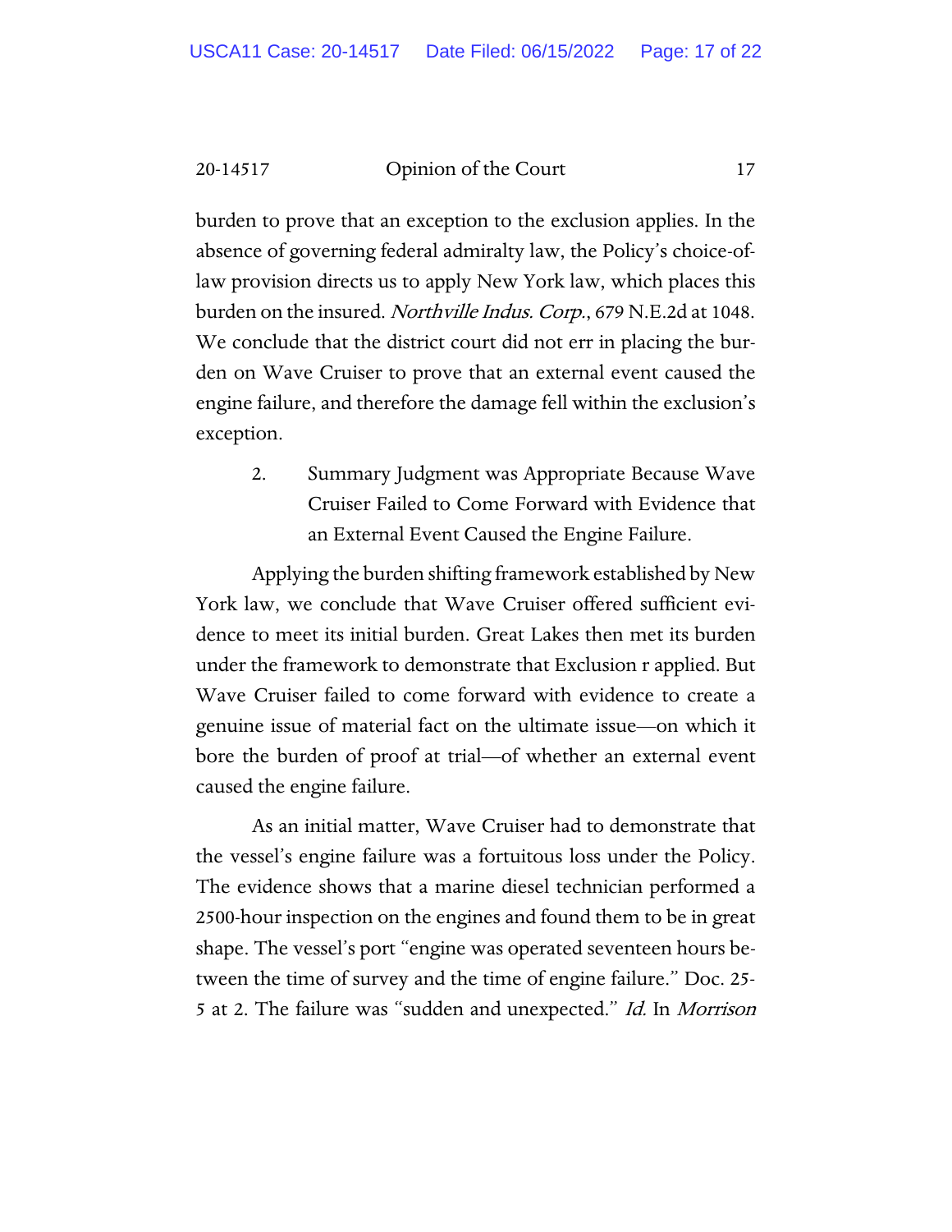burden to prove that an exception to the exclusion applies. In the absence of governing federal admiralty law, the Policy's choice-of-law provision directs us to apply New York law, which places this burden on the insured. *Northville Indus. Corp.*, 679 N.E.2d at 1048. We conclude that the district court did not err in placing the burden on Wave Cruiser to prove that an external event caused the engine failure, and therefore the damage fell within the exclusion's exception.

2. Summary Judgment was Appropriate Because Wave Cruiser Failed to Come Forward with Evidence that an External Event Caused the Engine Failure.

Applying the burden shifting framework established by New York law, we conclude that Wave Cruiser offered sufficient evidence to meet its initial burden. Great Lakes then met its burden under the framework to demonstrate that Exclusion r applied. But Wave Cruiser failed to come forward with evidence to create a genuine issue of material fact on the ultimate issue—on which it bore the burden of proof at trial—of whether an external event caused the engine failure.

As an initial matter, Wave Cruiser had to demonstrate that the vessel's engine failure was a fortuitous loss under the Policy. The evidence shows that a marine diesel technician performed a 2500-hour inspection on the engines and found them to be in great shape. The vessel's port "engine was operated seventeen hours between the time of survey and the time of engine failure." Doc. 25-5 at 2. The failure was "sudden and unexpected." *Id.* In *Morrison*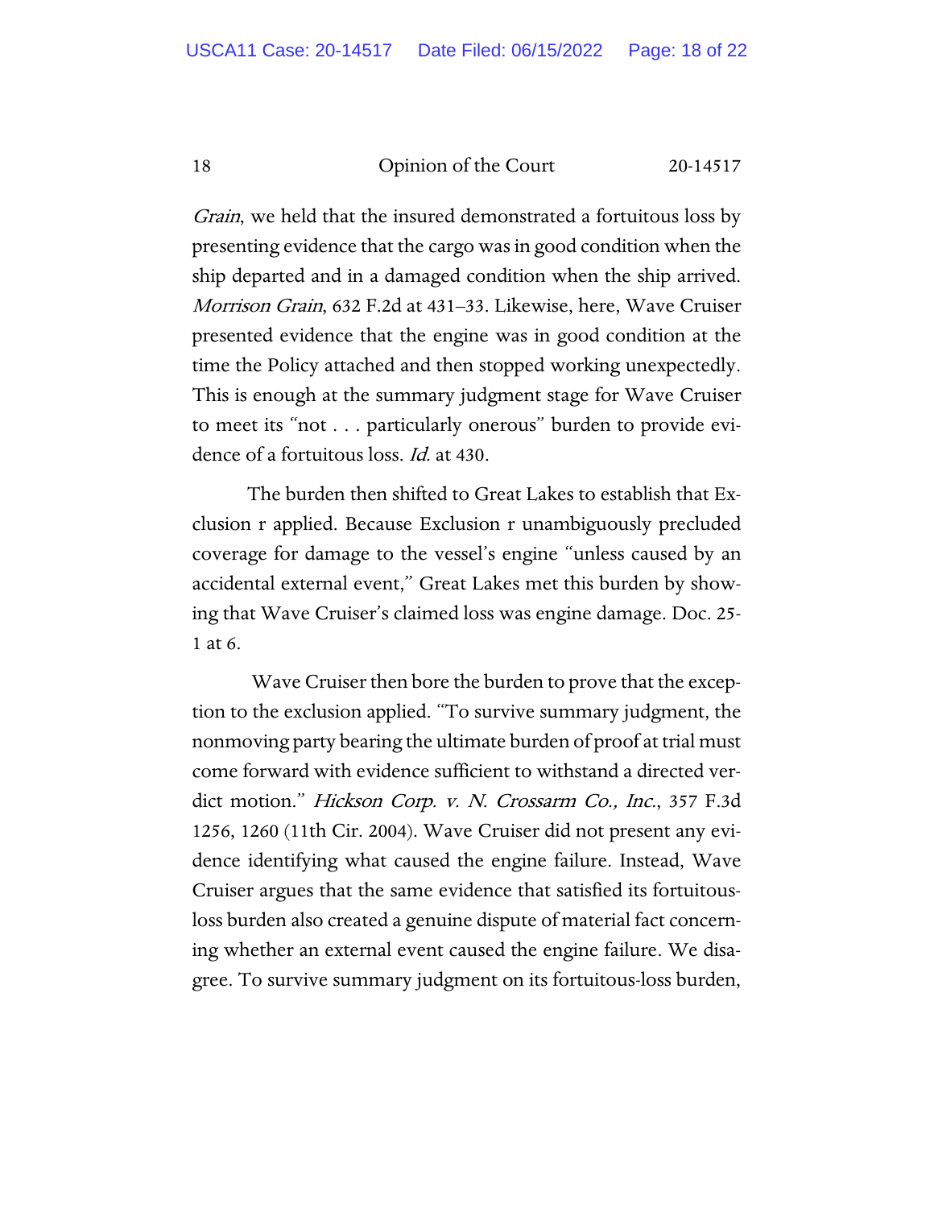*Grain*, we held that the insured demonstrated a fortuitous loss by presenting evidence that the cargo was in good condition when the ship departed and in a damaged condition when the ship arrived. *Morrison Grain*, 632 F.2d at 431–33. Likewise, here, Wave Cruiser presented evidence that the engine was in good condition at the time the Policy attached and then stopped working unexpectedly. This is enough at the summary judgment stage for Wave Cruiser to meet its "not . . . particularly onerous" burden to provide evidence of a fortuitous loss. *Id.* at 430.

The burden then shifted to Great Lakes to establish that Exclusion r applied. Because Exclusion r unambiguously precluded coverage for damage to the vessel's engine "unless caused by an accidental external event," Great Lakes met this burden by showing that Wave Cruiser's claimed loss was engine damage. Doc. 25-1 at 6.

Wave Cruiser then bore the burden to prove that the exception to the exclusion applied. "To survive summary judgment, the nonmoving party bearing the ultimate burden of proof at trial must come forward with evidence sufficient to withstand a directed verdict motion." *Hickson Corp. v. N. Crossarm Co., Inc.*, 357 F.3d 1256, 1260 (11th Cir. 2004). Wave Cruiser did not present any evidence identifying what caused the engine failure. Instead, Wave Cruiser argues that the same evidence that satisfied its fortuitous-loss burden also created a genuine dispute of material fact concerning whether an external event caused the engine failure. We disagree. To survive summary judgment on its fortuitous-loss burden,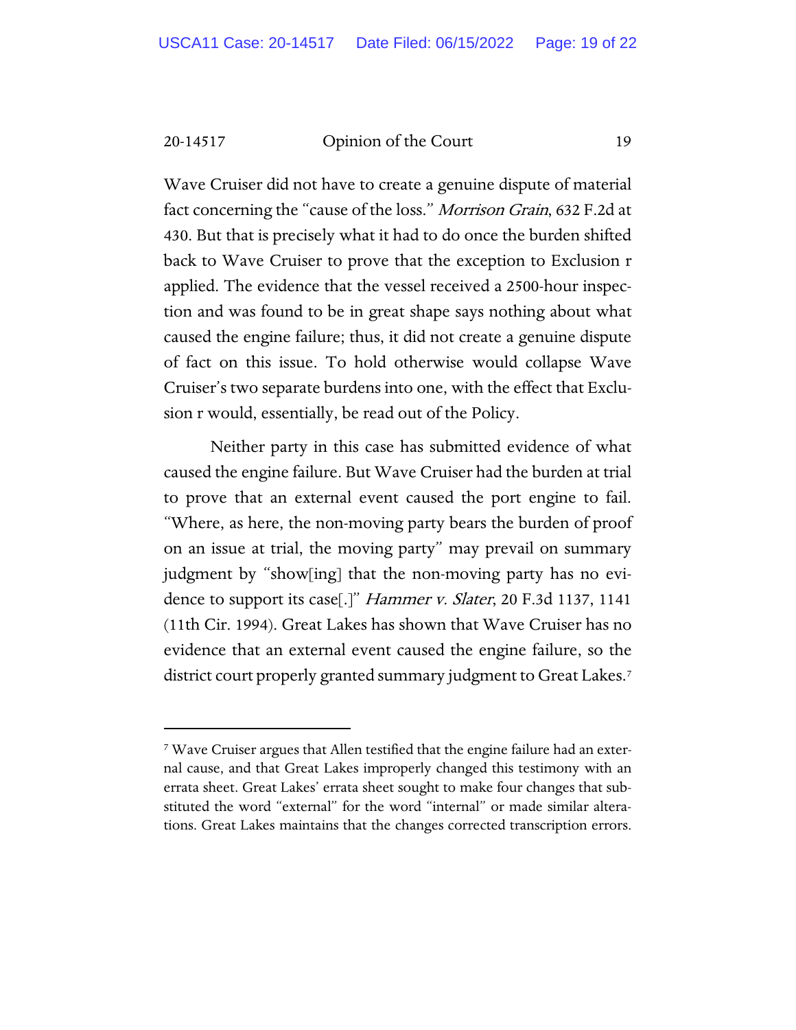Wave Cruiser did not have to create a genuine dispute of material fact concerning the "cause of the loss." *Morrison Grain*, 632 F.2d at 430. But that is precisely what it had to do once the burden shifted back to Wave Cruiser to prove that the exception to Exclusion r applied. The evidence that the vessel received a 2500-hour inspection and was found to be in great shape says nothing about what caused the engine failure; thus, it did not create a genuine dispute of fact on this issue. To hold otherwise would collapse Wave Cruiser's two separate burdens into one, with the effect that Exclusion r would, essentially, be read out of the Policy.

Neither party in this case has submitted evidence of what caused the engine failure. But Wave Cruiser had the burden at trial to prove that an external event caused the port engine to fail. "Where, as here, the non-moving party bears the burden of proof on an issue at trial, the moving party" may prevail on summary judgment by "show[ing] that the non-moving party has no evidence to support its case[.]" *Hammer v. Slater*, 20 F.3d 1137, 1141 (11th Cir. 1994). Great Lakes has shown that Wave Cruiser has no evidence that an external event caused the engine failure, so the district court properly granted summary judgment to Great Lakes.[7]

[7] Wave Cruiser argues that Allen testified that the engine failure had an external cause, and that Great Lakes improperly changed this testimony with an errata sheet. Great Lakes' errata sheet sought to make four changes that substituted the word "external" for the word "internal" or made similar alterations. Great Lakes maintains that the changes corrected transcription errors.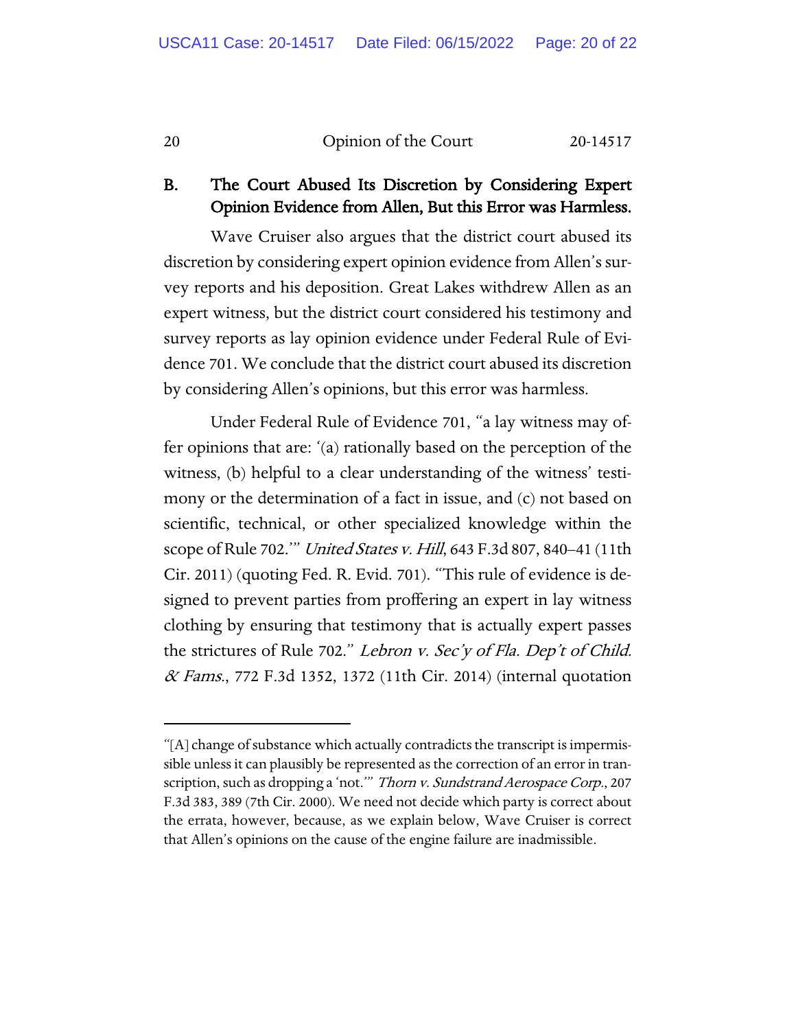### B. The Court Abused Its Discretion by Considering Expert Opinion Evidence from Allen, But this Error was Harmless.

Wave Cruiser also argues that the district court abused its discretion by considering expert opinion evidence from Allen's survey reports and his deposition. Great Lakes withdrew Allen as an expert witness, but the district court considered his testimony and survey reports as lay opinion evidence under Federal Rule of Evidence 701. We conclude that the district court abused its discretion by considering Allen's opinions, but this error was harmless.

Under Federal Rule of Evidence 701, "a lay witness may offer opinions that are: '(a) rationally based on the perception of the witness, (b) helpful to a clear understanding of the witness' testimony or the determination of a fact in issue, and (c) not based on scientific, technical, or other specialized knowledge within the scope of Rule 702.'" *United States v. Hill*, 643 F.3d 807, 840–41 (11th Cir. 2011) (quoting Fed. R. Evid. 701). "This rule of evidence is designed to prevent parties from proffering an expert in lay witness clothing by ensuring that testimony that is actually expert passes the strictures of Rule 702." *Lebron v. Sec'y of Fla. Dep't of Child. & Fams.*, 772 F.3d 1352, 1372 (11th Cir. 2014) (internal quotation

---

"[A] change of substance which actually contradicts the transcript is impermissible unless it can plausibly be represented as the correction of an error in transcription, such as dropping a 'not.'" *Thorn v. Sundstrand Aerospace Corp.*, 207 F.3d 383, 389 (7th Cir. 2000). We need not decide which party is correct about the errata, however, because, as we explain below, Wave Cruiser is correct that Allen's opinions on the cause of the engine failure are inadmissible.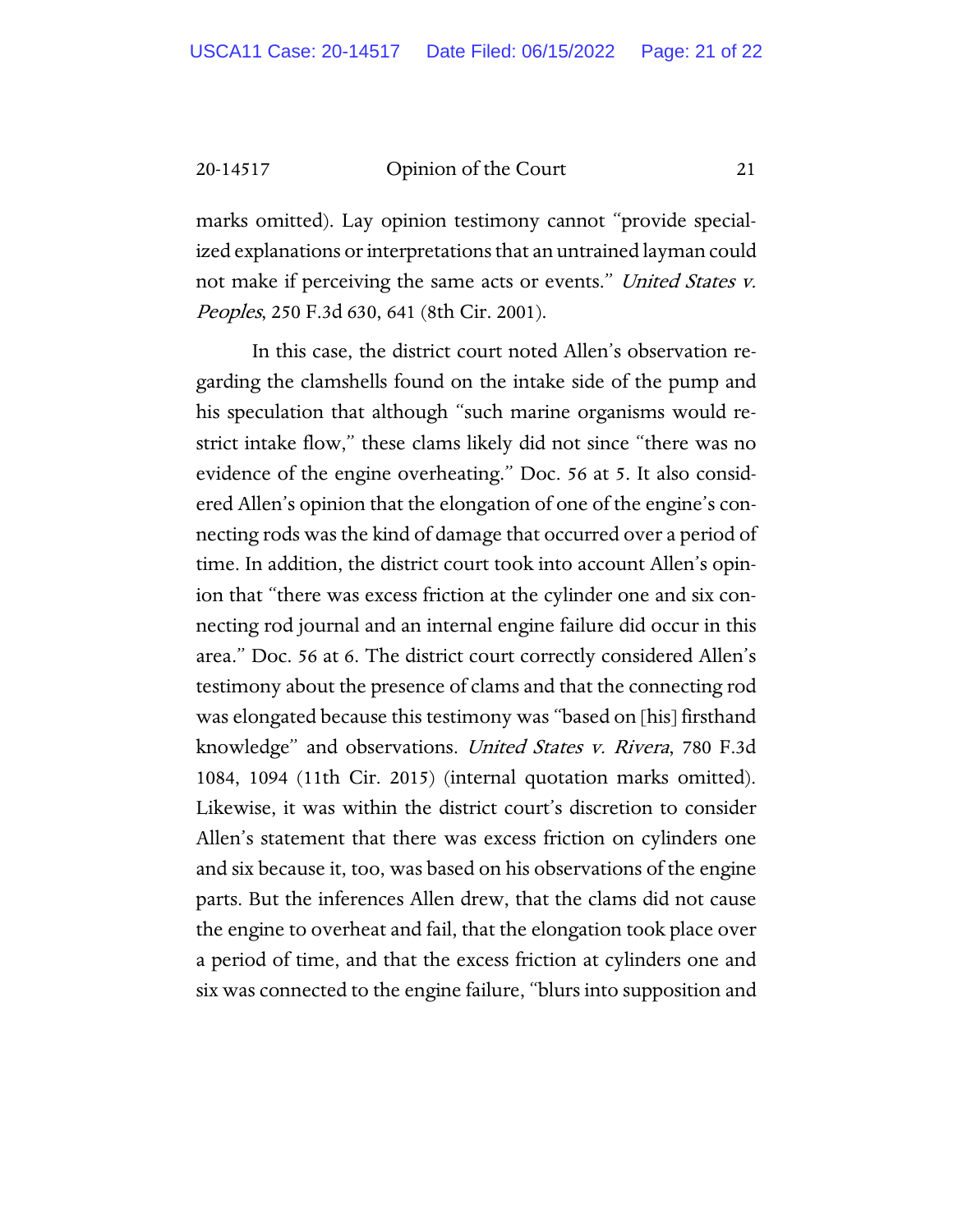marks omitted). Lay opinion testimony cannot "provide specialized explanations or interpretations that an untrained layman could not make if perceiving the same acts or events." *United States v. Peoples*, 250 F.3d 630, 641 (8th Cir. 2001).

In this case, the district court noted Allen's observation regarding the clamshells found on the intake side of the pump and his speculation that although "such marine organisms would restrict intake flow," these clams likely did not since "there was no evidence of the engine overheating." Doc. 56 at 5. It also considered Allen's opinion that the elongation of one of the engine's connecting rods was the kind of damage that occurred over a period of time. In addition, the district court took into account Allen's opinion that "there was excess friction at the cylinder one and six connecting rod journal and an internal engine failure did occur in this area." Doc. 56 at 6. The district court correctly considered Allen's testimony about the presence of clams and that the connecting rod was elongated because this testimony was "based on [his] firsthand knowledge" and observations. *United States v. Rivera*, 780 F.3d 1084, 1094 (11th Cir. 2015) (internal quotation marks omitted). Likewise, it was within the district court's discretion to consider Allen's statement that there was excess friction on cylinders one and six because it, too, was based on his observations of the engine parts. But the inferences Allen drew, that the clams did not cause the engine to overheat and fail, that the elongation took place over a period of time, and that the excess friction at cylinders one and six was connected to the engine failure, "blurs into supposition and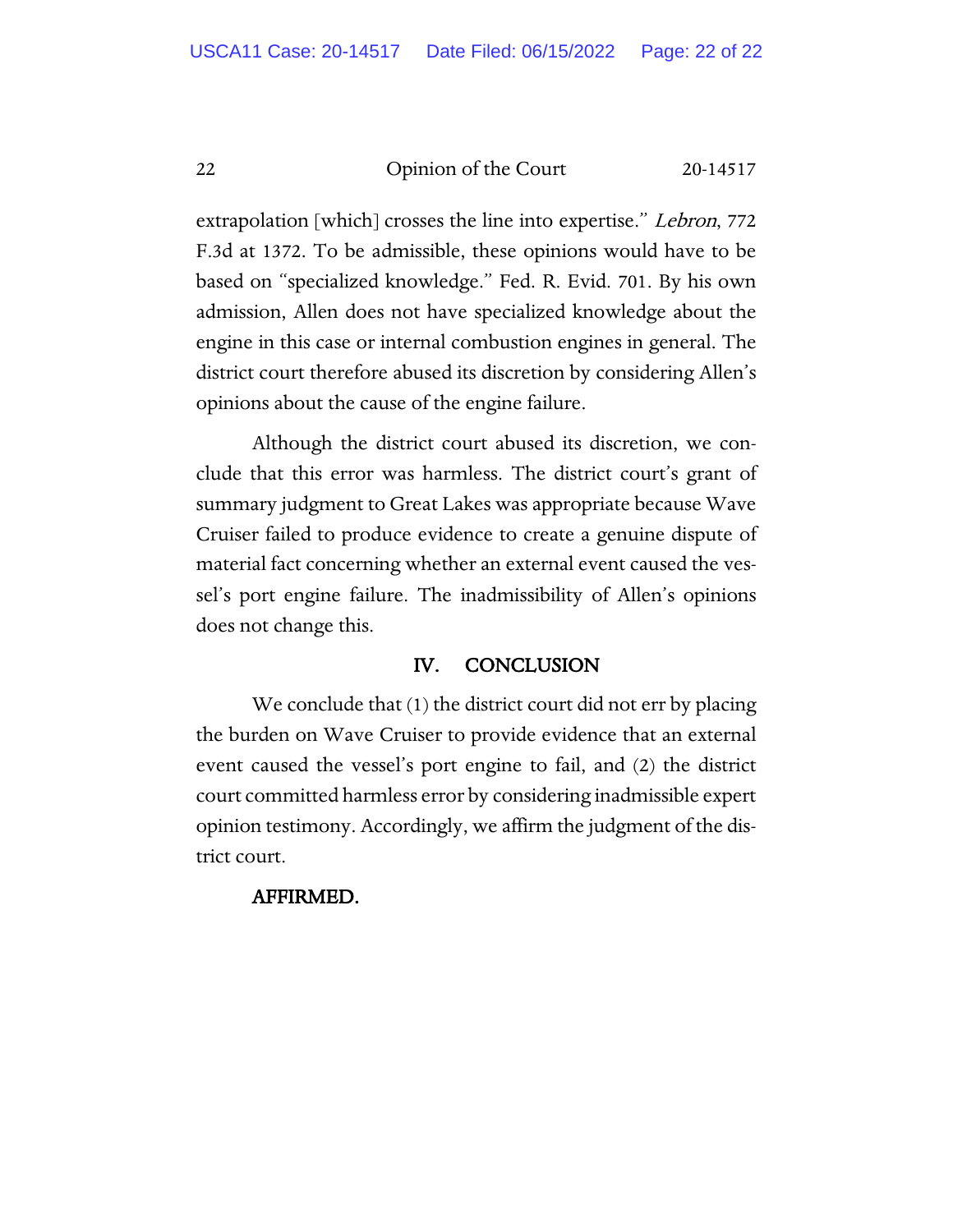extrapolation [which] crosses the line into expertise." *Lebron*, 772 F.3d at 1372. To be admissible, these opinions would have to be based on "specialized knowledge." Fed. R. Evid. 701. By his own admission, Allen does not have specialized knowledge about the engine in this case or internal combustion engines in general. The district court therefore abused its discretion by considering Allen's opinions about the cause of the engine failure.

Although the district court abused its discretion, we conclude that this error was harmless. The district court's grant of summary judgment to Great Lakes was appropriate because Wave Cruiser failed to produce evidence to create a genuine dispute of material fact concerning whether an external event caused the vessel's port engine failure. The inadmissibility of Allen's opinions does not change this.

## IV. CONCLUSION

We conclude that (1) the district court did not err by placing the burden on Wave Cruiser to provide evidence that an external event caused the vessel's port engine to fail, and (2) the district court committed harmless error by considering inadmissible expert opinion testimony. Accordingly, we affirm the judgment of the district court.

**AFFIRMED.**